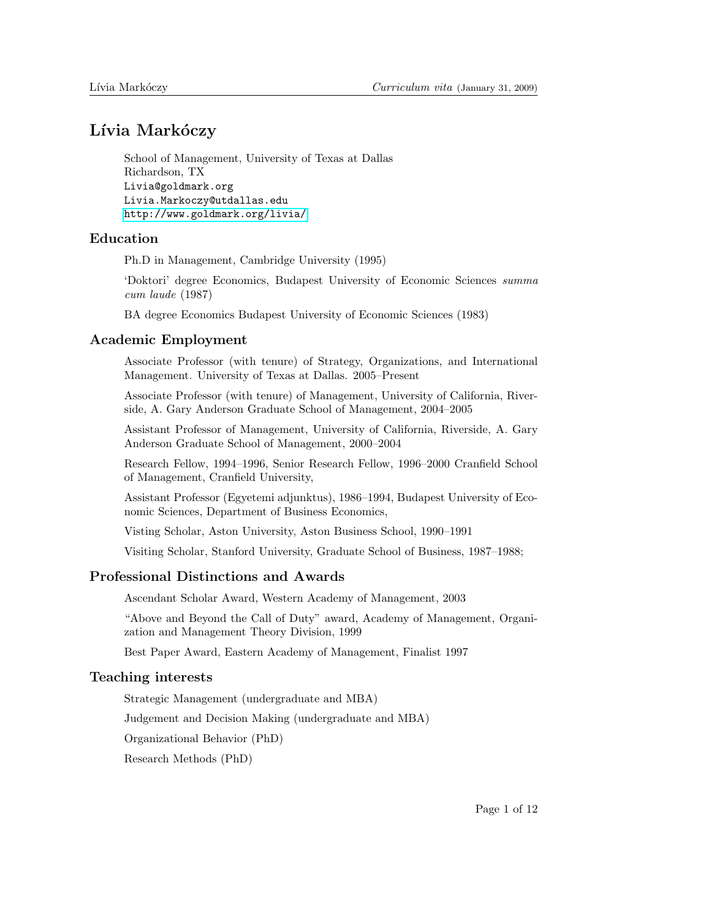# Lívia Markóczy

School of Management, University of Texas at Dallas
Richardson, TX
Livia@goldmark.org
Livia.Markoczy@utdallas.edu
http://www.goldmark.org/livia/

## Education

Ph.D in Management, Cambridge University (1995)

'Doktori' degree Economics, Budapest University of Economic Sciences *summa cum laude* (1987)

BA degree Economics Budapest University of Economic Sciences (1983)

## Academic Employment

Associate Professor (with tenure) of Strategy, Organizations, and International Management. University of Texas at Dallas. 2005–Present

Associate Professor (with tenure) of Management, University of California, Riverside, A. Gary Anderson Graduate School of Management, 2004–2005

Assistant Professor of Management, University of California, Riverside, A. Gary Anderson Graduate School of Management, 2000–2004

Research Fellow, 1994–1996, Senior Research Fellow, 1996–2000 Cranfield School of Management, Cranfield University,

Assistant Professor (Egyetemi adjunktus), 1986–1994, Budapest University of Economic Sciences, Department of Business Economics,

Visting Scholar, Aston University, Aston Business School, 1990–1991

Visiting Scholar, Stanford University, Graduate School of Business, 1987–1988;

## Professional Distinctions and Awards

Ascendant Scholar Award, Western Academy of Management, 2003

"Above and Beyond the Call of Duty" award, Academy of Management, Organization and Management Theory Division, 1999

Best Paper Award, Eastern Academy of Management, Finalist 1997

## Teaching interests

Strategic Management (undergraduate and MBA)

Judgement and Decision Making (undergraduate and MBA)

Organizational Behavior (PhD)

Research Methods (PhD)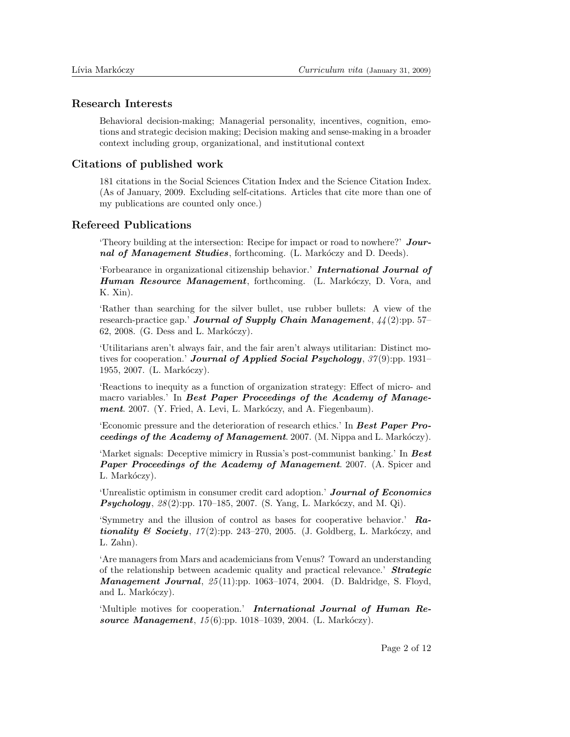## Research Interests

Behavioral decision-making; Managerial personality, incentives, cognition, emotions and strategic decision making; Decision making and sense-making in a broader context including group, organizational, and institutional context

## Citations of published work

181 citations in the Social Sciences Citation Index and the Science Citation Index. (As of January, 2009. Excluding self-citations. Articles that cite more than one of my publications are counted only once.)

## Refereed Publications

'Theory building at the intersection: Recipe for impact or road to nowhere?' ***Journal of Management Studies***, forthcoming. (L. Markóczy and D. Deeds).

'Forbearance in organizational citizenship behavior.' ***International Journal of Human Resource Management***, forthcoming. (L. Markóczy, D. Vora, and K. Xin).

'Rather than searching for the silver bullet, use rubber bullets: A view of the research-practice gap.' ***Journal of Supply Chain Management***, *44*(2):pp. 57–62, 2008. (G. Dess and L. Markóczy).

'Utilitarians aren't always fair, and the fair aren't always utilitarian: Distinct motives for cooperation.' ***Journal of Applied Social Psychology***, *37*(9):pp. 1931–1955, 2007. (L. Markóczy).

'Reactions to inequity as a function of organization strategy: Effect of micro- and macro variables.' In ***Best Paper Proceedings of the Academy of Management***. 2007. (Y. Fried, A. Levi, L. Markóczy, and A. Fiegenbaum).

'Economic pressure and the deterioration of research ethics.' In ***Best Paper Proceedings of the Academy of Management***. 2007. (M. Nippa and L. Markóczy).

'Market signals: Deceptive mimicry in Russia's post-communist banking.' In ***Best Paper Proceedings of the Academy of Management***. 2007. (A. Spicer and L. Markóczy).

'Unrealistic optimism in consumer credit card adoption.' ***Journal of Economics Psychology***, *28*(2):pp. 170–185, 2007. (S. Yang, L. Markóczy, and M. Qi).

'Symmetry and the illusion of control as bases for cooperative behavior.' ***Rationality & Society***, *17*(2):pp. 243–270, 2005. (J. Goldberg, L. Markóczy, and L. Zahn).

'Are managers from Mars and academicians from Venus? Toward an understanding of the relationship between academic quality and practical relevance.' ***Strategic Management Journal***, *25*(11):pp. 1063–1074, 2004. (D. Baldridge, S. Floyd, and L. Markóczy).

'Multiple motives for cooperation.' ***International Journal of Human Resource Management***, *15*(6):pp. 1018–1039, 2004. (L. Markóczy).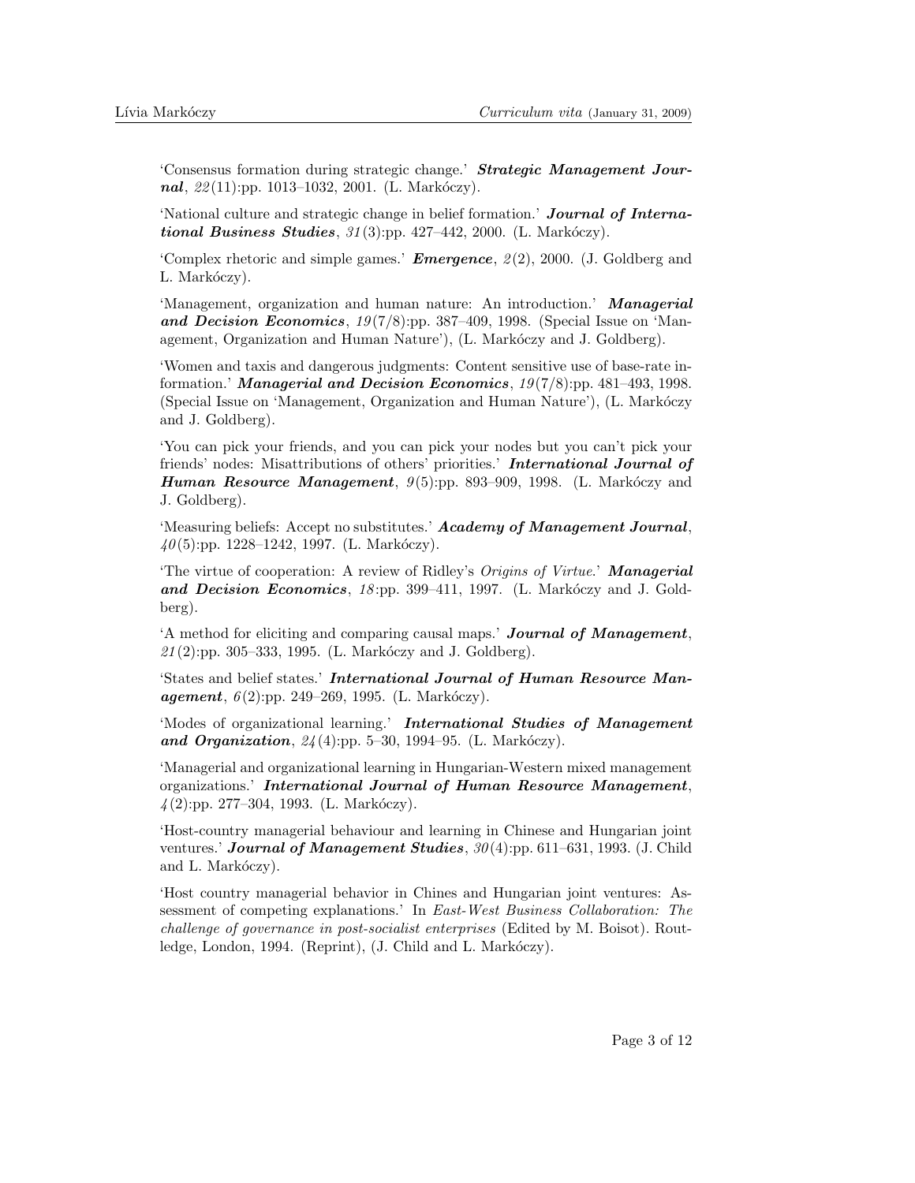'Consensus formation during strategic change.' ***Strategic Management Journal***, *22*(11):pp. 1013–1032, 2001. (L. Markóczy).

'National culture and strategic change in belief formation.' ***Journal of International Business Studies***, *31*(3):pp. 427–442, 2000. (L. Markóczy).

'Complex rhetoric and simple games.' ***Emergence***, *2*(2), 2000. (J. Goldberg and L. Markóczy).

'Management, organization and human nature: An introduction.' ***Managerial and Decision Economics***, *19*(7/8):pp. 387–409, 1998. (Special Issue on 'Management, Organization and Human Nature'), (L. Markóczy and J. Goldberg).

'Women and taxis and dangerous judgments: Content sensitive use of base-rate information.' ***Managerial and Decision Economics***, *19*(7/8):pp. 481–493, 1998. (Special Issue on 'Management, Organization and Human Nature'), (L. Markóczy and J. Goldberg).

'You can pick your friends, and you can pick your nodes but you can't pick your friends' nodes: Misattributions of others' priorities.' ***International Journal of Human Resource Management***, *9*(5):pp. 893–909, 1998. (L. Markóczy and J. Goldberg).

'Measuring beliefs: Accept no substitutes.' ***Academy of Management Journal***, *40*(5):pp. 1228–1242, 1997. (L. Markóczy).

'The virtue of cooperation: A review of Ridley's *Origins of Virtue*.' ***Managerial and Decision Economics***, *18*:pp. 399–411, 1997. (L. Markóczy and J. Goldberg).

'A method for eliciting and comparing causal maps.' ***Journal of Management***, *21*(2):pp. 305–333, 1995. (L. Markóczy and J. Goldberg).

'States and belief states.' ***International Journal of Human Resource Management***, *6*(2):pp. 249–269, 1995. (L. Markóczy).

'Modes of organizational learning.' ***International Studies of Management and Organization***, *24*(4):pp. 5–30, 1994–95. (L. Markóczy).

'Managerial and organizational learning in Hungarian-Western mixed management organizations.' ***International Journal of Human Resource Management***, *4*(2):pp. 277–304, 1993. (L. Markóczy).

'Host-country managerial behaviour and learning in Chinese and Hungarian joint ventures.' ***Journal of Management Studies***, *30*(4):pp. 611–631, 1993. (J. Child and L. Markóczy).

'Host country managerial behavior in Chines and Hungarian joint ventures: Assessment of competing explanations.' In *East-West Business Collaboration: The challenge of governance in post-socialist enterprises* (Edited by M. Boisot). Routledge, London, 1994. (Reprint), (J. Child and L. Markóczy).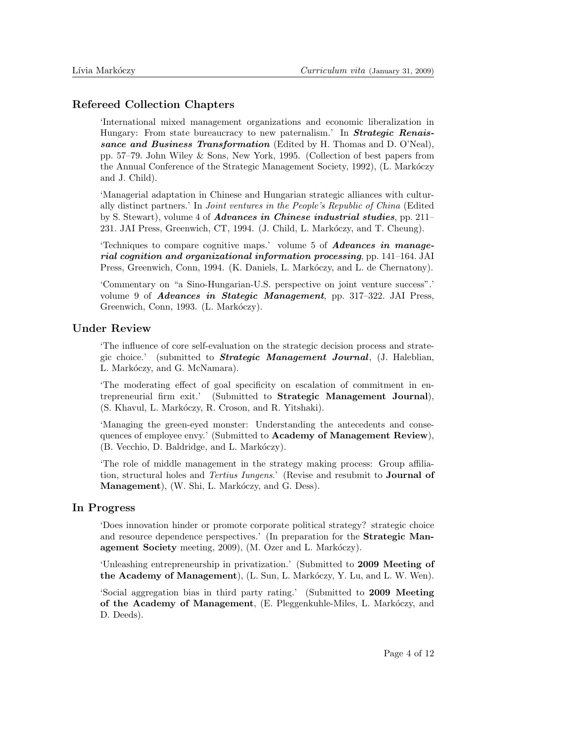## Refereed Collection Chapters

'International mixed management organizations and economic liberalization in Hungary: From state bureaucracy to new paternalism.' In ***Strategic Renaissance and Business Transformation*** (Edited by H. Thomas and D. O'Neal), pp. 57–79. John Wiley & Sons, New York, 1995. (Collection of best papers from the Annual Conference of the Strategic Management Society, 1992), (L. Markóczy and J. Child).

'Managerial adaptation in Chinese and Hungarian strategic alliances with culturally distinct partners.' In *Joint ventures in the People's Republic of China* (Edited by S. Stewart), volume 4 of ***Advances in Chinese industrial studies***, pp. 211–231. JAI Press, Greenwich, CT, 1994. (J. Child, L. Markóczy, and T. Cheung).

'Techniques to compare cognitive maps.' volume 5 of ***Advances in managerial cognition and organizational information processing***, pp. 141–164. JAI Press, Greenwich, Conn, 1994. (K. Daniels, L. Markóczy, and L. de Chernatony).

'Commentary on "a Sino-Hungarian-U.S. perspective on joint venture success".' volume 9 of ***Advances in Stategic Management***, pp. 317–322. JAI Press, Greenwich, Conn, 1993. (L. Markóczy).

## Under Review

'The influence of core self-evaluation on the strategic decision process and strategic choice.' (submitted to ***Strategic Management Journal***, (J. Haleblian, L. Markóczy, and G. McNamara).

'The moderating effect of goal specificity on escalation of commitment in entrepreneurial firm exit.' (Submitted to **Strategic Management Journal**), (S. Khavul, L. Markóczy, R. Croson, and R. Yitshaki).

'Managing the green-eyed monster: Understanding the antecedents and consequences of employee envy.' (Submitted to **Academy of Management Review**), (B. Vecchio, D. Baldridge, and L. Markóczy).

'The role of middle management in the strategy making process: Group affiliation, structural holes and *Tertius Iungens*.' (Revise and resubmit to **Journal of Management**), (W. Shi, L. Markóczy, and G. Dess).

## In Progress

'Does innovation hinder or promote corporate political strategy? strategic choice and resource dependence perspectives.' (In preparation for the **Strategic Management Society** meeting, 2009), (M. Ozer and L. Markóczy).

'Unleashing entrepreneurship in privatization.' (Submitted to **2009 Meeting of the Academy of Management**), (L. Sun, L. Markóczy, Y. Lu, and L. W. Wen).

'Social aggregation bias in third party rating.' (Submitted to **2009 Meeting of the Academy of Management**, (E. Pleggenkuhle-Miles, L. Markóczy, and D. Deeds).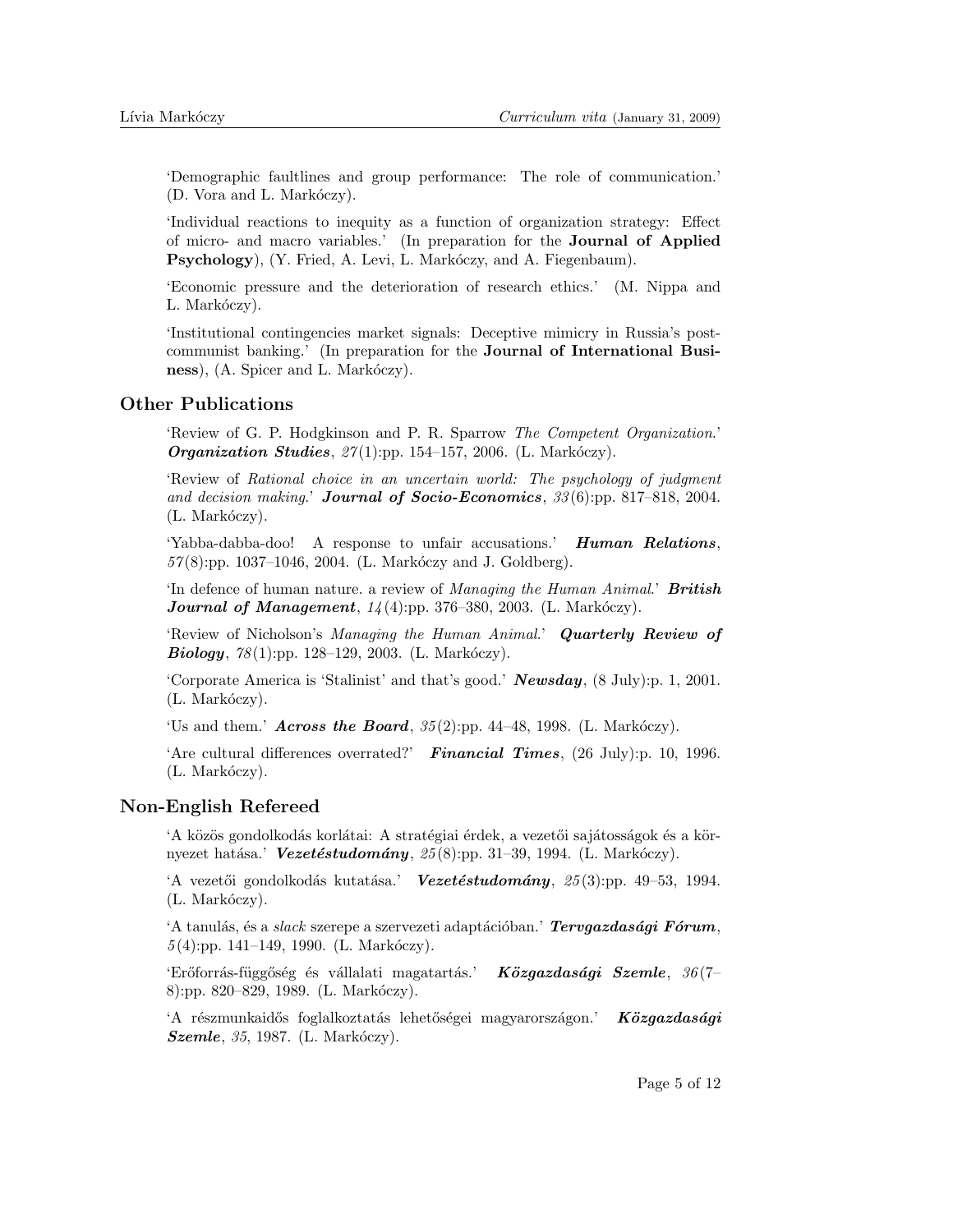'Demographic faultlines and group performance: The role of communication.' (D. Vora and L. Markóczy).

'Individual reactions to inequity as a function of organization strategy: Effect of micro- and macro variables.' (In preparation for the **Journal of Applied Psychology**), (Y. Fried, A. Levi, L. Markóczy, and A. Fiegenbaum).

'Economic pressure and the deterioration of research ethics.' (M. Nippa and L. Markóczy).

'Institutional contingencies market signals: Deceptive mimicry in Russia's post-communist banking.' (In preparation for the **Journal of International Business**), (A. Spicer and L. Markóczy).

## Other Publications

'Review of G. P. Hodgkinson and P. R. Sparrow *The Competent Organization*.' ***Organization Studies***, *27*(1):pp. 154–157, 2006. (L. Markóczy).

'Review of *Rational choice in an uncertain world: The psychology of judgment and decision making*.' ***Journal of Socio-Economics***, *33*(6):pp. 817–818, 2004. (L. Markóczy).

'Yabba-dabba-doo! A response to unfair accusations.' ***Human Relations***, *57*(8):pp. 1037–1046, 2004. (L. Markóczy and J. Goldberg).

'In defence of human nature. a review of *Managing the Human Animal*.' ***British Journal of Management***, *14*(4):pp. 376–380, 2003. (L. Markóczy).

'Review of Nicholson's *Managing the Human Animal*.' ***Quarterly Review of Biology***, *78*(1):pp. 128–129, 2003. (L. Markóczy).

'Corporate America is 'Stalinist' and that's good.' ***Newsday***, (8 July):p. 1, 2001. (L. Markóczy).

'Us and them.' ***Across the Board***, *35*(2):pp. 44–48, 1998. (L. Markóczy).

'Are cultural differences overrated?' ***Financial Times***, (26 July):p. 10, 1996. (L. Markóczy).

## Non-English Refereed

'A közös gondolkodás korlátai: A stratégiai érdek, a vezetői sajátosságok és a környezet hatása.' ***Vezetéstudomány***, *25*(8):pp. 31–39, 1994. (L. Markóczy).

'A vezetői gondolkodás kutatása.' ***Vezetéstudomány***, *25*(3):pp. 49–53, 1994. (L. Markóczy).

'A tanulás, és a *slack* szerepe a szervezeti adaptációban.' ***Tervgazdasági Fórum***, *5*(4):pp. 141–149, 1990. (L. Markóczy).

'Erőforrás-függőség és vállalati magatartás.' ***Közgazdasági Szemle***, *36*(7–8):pp. 820–829, 1989. (L. Markóczy).

'A részmunkaidős foglalkoztatás lehetőségei magyarországon.' ***Közgazdasági Szemle***, *35*, 1987. (L. Markóczy).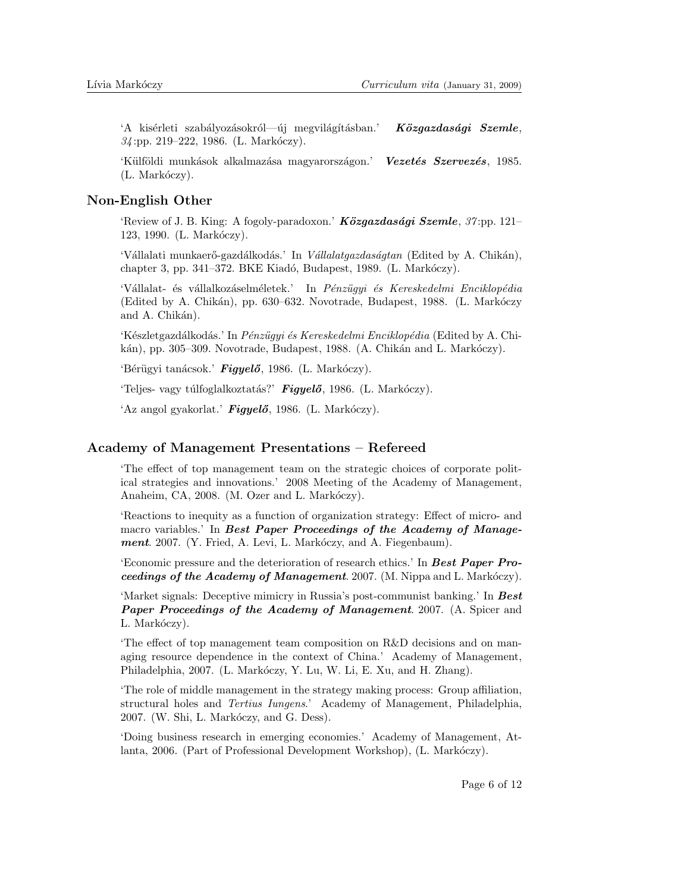'A kisérleti szabályozásokról—új megvilágításban.' ***Közgazdasági Szemle***, *34*:pp. 219–222, 1986. (L. Markóczy).

'Külföldi munkások alkalmazása magyarországon.' ***Vezetés Szervezés***, 1985. (L. Markóczy).

## Non-English Other

'Review of J. B. King: A fogoly-paradoxon.' ***Közgazdasági Szemle***, *37*:pp. 121–123, 1990. (L. Markóczy).

'Vállalati munkaerő-gazdálkodás.' In *Vállalatgazdaságtan* (Edited by A. Chikán), chapter 3, pp. 341–372. BKE Kiadó, Budapest, 1989. (L. Markóczy).

'Vállalat- és vállalkozáselméletek.' In *Pénzügyi és Kereskedelmi Enciklopédia* (Edited by A. Chikán), pp. 630–632. Novotrade, Budapest, 1988. (L. Markóczy and A. Chikán).

'Készletgazdálkodás.' In *Pénzügyi és Kereskedelmi Enciklopédia* (Edited by A. Chikán), pp. 305–309. Novotrade, Budapest, 1988. (A. Chikán and L. Markóczy).

'Bérügyi tanácsok.' ***Figyelő***, 1986. (L. Markóczy).

'Teljes- vagy túlfoglalkoztatás?' ***Figyelő***, 1986. (L. Markóczy).

'Az angol gyakorlat.' ***Figyelő***, 1986. (L. Markóczy).

## Academy of Management Presentations – Refereed

'The effect of top management team on the strategic choices of corporate political strategies and innovations.' 2008 Meeting of the Academy of Management, Anaheim, CA, 2008. (M. Ozer and L. Markóczy).

'Reactions to inequity as a function of organization strategy: Effect of micro- and macro variables.' In ***Best Paper Proceedings of the Academy of Management***. 2007. (Y. Fried, A. Levi, L. Markóczy, and A. Fiegenbaum).

'Economic pressure and the deterioration of research ethics.' In ***Best Paper Proceedings of the Academy of Management***. 2007. (M. Nippa and L. Markóczy).

'Market signals: Deceptive mimicry in Russia's post-communist banking.' In ***Best Paper Proceedings of the Academy of Management***. 2007. (A. Spicer and L. Markóczy).

'The effect of top management team composition on R&D decisions and on managing resource dependence in the context of China.' Academy of Management, Philadelphia, 2007. (L. Markóczy, Y. Lu, W. Li, E. Xu, and H. Zhang).

'The role of middle management in the strategy making process: Group affiliation, structural holes and *Tertius Iungens*.' Academy of Management, Philadelphia, 2007. (W. Shi, L. Markóczy, and G. Dess).

'Doing business research in emerging economies.' Academy of Management, Atlanta, 2006. (Part of Professional Development Workshop), (L. Markóczy).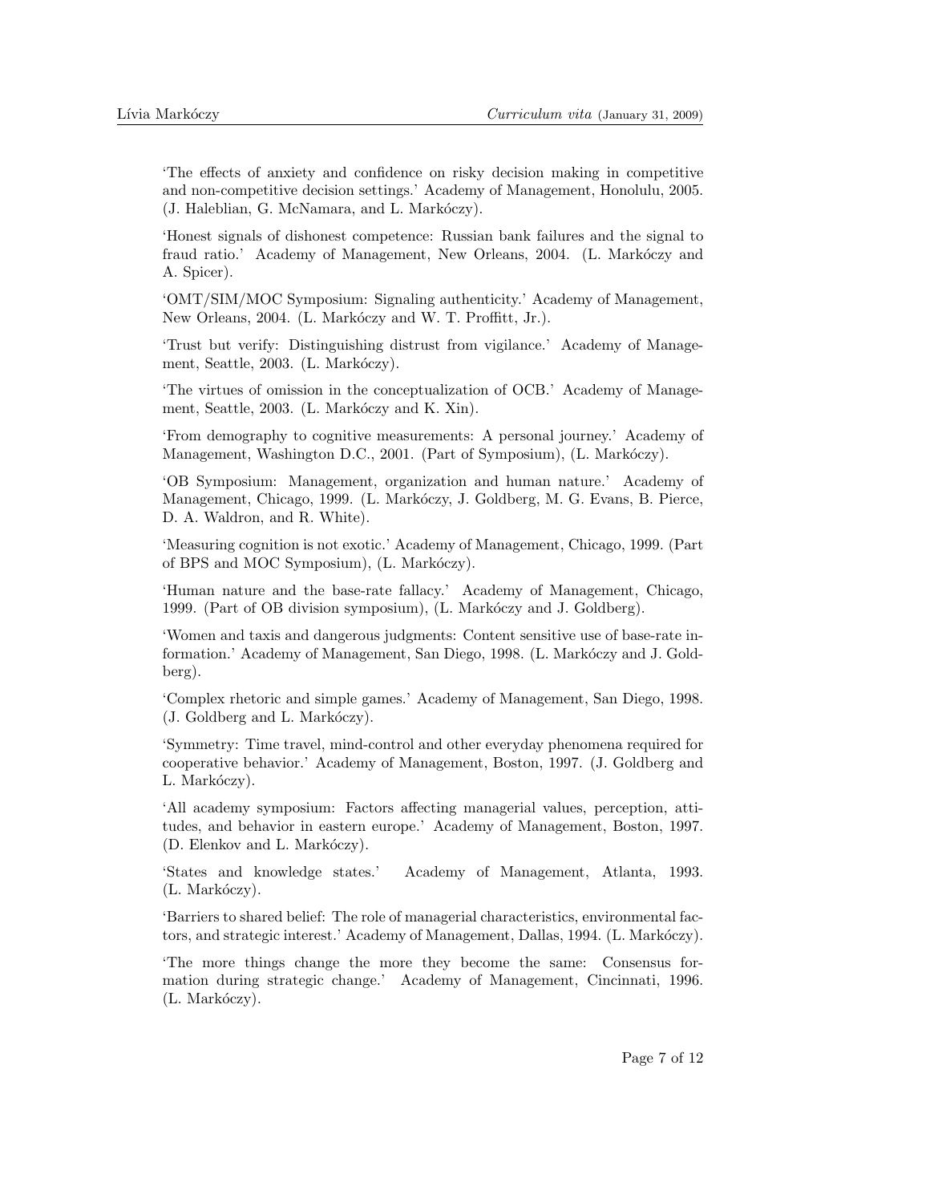'The effects of anxiety and confidence on risky decision making in competitive and non-competitive decision settings.' Academy of Management, Honolulu, 2005. (J. Haleblian, G. McNamara, and L. Markóczy).

'Honest signals of dishonest competence: Russian bank failures and the signal to fraud ratio.' Academy of Management, New Orleans, 2004. (L. Markóczy and A. Spicer).

'OMT/SIM/MOC Symposium: Signaling authenticity.' Academy of Management, New Orleans, 2004. (L. Markóczy and W. T. Proffitt, Jr.).

'Trust but verify: Distinguishing distrust from vigilance.' Academy of Management, Seattle, 2003. (L. Markóczy).

'The virtues of omission in the conceptualization of OCB.' Academy of Management, Seattle, 2003. (L. Markóczy and K. Xin).

'From demography to cognitive measurements: A personal journey.' Academy of Management, Washington D.C., 2001. (Part of Symposium), (L. Markóczy).

'OB Symposium: Management, organization and human nature.' Academy of Management, Chicago, 1999. (L. Markóczy, J. Goldberg, M. G. Evans, B. Pierce, D. A. Waldron, and R. White).

'Measuring cognition is not exotic.' Academy of Management, Chicago, 1999. (Part of BPS and MOC Symposium), (L. Markóczy).

'Human nature and the base-rate fallacy.' Academy of Management, Chicago, 1999. (Part of OB division symposium), (L. Markóczy and J. Goldberg).

'Women and taxis and dangerous judgments: Content sensitive use of base-rate information.' Academy of Management, San Diego, 1998. (L. Markóczy and J. Goldberg).

'Complex rhetoric and simple games.' Academy of Management, San Diego, 1998. (J. Goldberg and L. Markóczy).

'Symmetry: Time travel, mind-control and other everyday phenomena required for cooperative behavior.' Academy of Management, Boston, 1997. (J. Goldberg and L. Markóczy).

'All academy symposium: Factors affecting managerial values, perception, attitudes, and behavior in eastern europe.' Academy of Management, Boston, 1997. (D. Elenkov and L. Markóczy).

'States and knowledge states.' Academy of Management, Atlanta, 1993. (L. Markóczy).

'Barriers to shared belief: The role of managerial characteristics, environmental factors, and strategic interest.' Academy of Management, Dallas, 1994. (L. Markóczy).

'The more things change the more they become the same: Consensus formation during strategic change.' Academy of Management, Cincinnati, 1996. (L. Markóczy).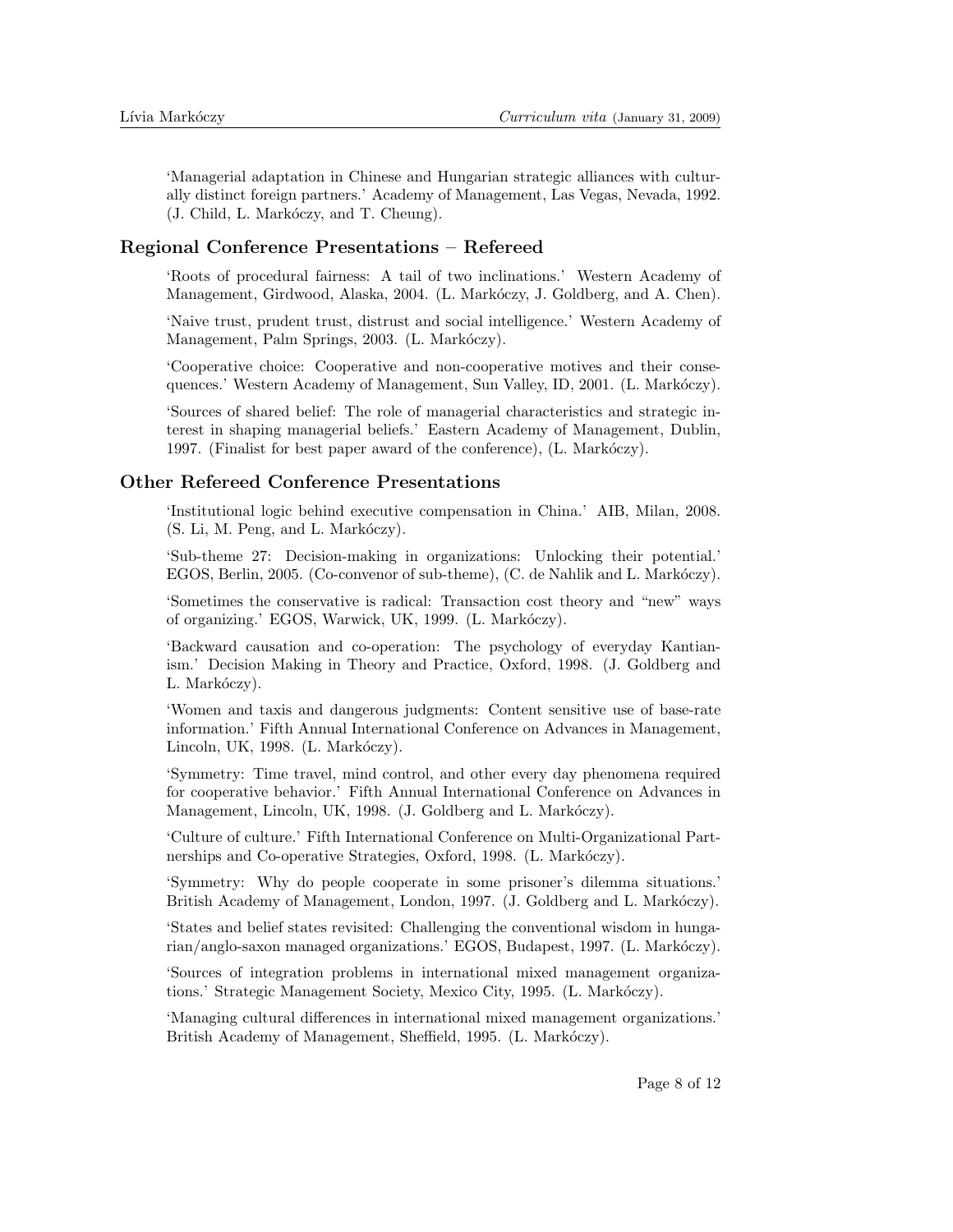'Managerial adaptation in Chinese and Hungarian strategic alliances with culturally distinct foreign partners.' Academy of Management, Las Vegas, Nevada, 1992. (J. Child, L. Markóczy, and T. Cheung).

### Regional Conference Presentations – Refereed

'Roots of procedural fairness: A tail of two inclinations.' Western Academy of Management, Girdwood, Alaska, 2004. (L. Markóczy, J. Goldberg, and A. Chen).

'Naive trust, prudent trust, distrust and social intelligence.' Western Academy of Management, Palm Springs, 2003. (L. Markóczy).

'Cooperative choice: Cooperative and non-cooperative motives and their consequences.' Western Academy of Management, Sun Valley, ID, 2001. (L. Markóczy).

'Sources of shared belief: The role of managerial characteristics and strategic interest in shaping managerial beliefs.' Eastern Academy of Management, Dublin, 1997. (Finalist for best paper award of the conference), (L. Markóczy).

### Other Refereed Conference Presentations

'Institutional logic behind executive compensation in China.' AIB, Milan, 2008. (S. Li, M. Peng, and L. Markóczy).

'Sub-theme 27: Decision-making in organizations: Unlocking their potential.' EGOS, Berlin, 2005. (Co-convenor of sub-theme), (C. de Nahlik and L. Markóczy).

'Sometimes the conservative is radical: Transaction cost theory and "new" ways of organizing.' EGOS, Warwick, UK, 1999. (L. Markóczy).

'Backward causation and co-operation: The psychology of everyday Kantianism.' Decision Making in Theory and Practice, Oxford, 1998. (J. Goldberg and L. Markóczy).

'Women and taxis and dangerous judgments: Content sensitive use of base-rate information.' Fifth Annual International Conference on Advances in Management, Lincoln, UK, 1998. (L. Markóczy).

'Symmetry: Time travel, mind control, and other every day phenomena required for cooperative behavior.' Fifth Annual International Conference on Advances in Management, Lincoln, UK, 1998. (J. Goldberg and L. Markóczy).

'Culture of culture.' Fifth International Conference on Multi-Organizational Partnerships and Co-operative Strategies, Oxford, 1998. (L. Markóczy).

'Symmetry: Why do people cooperate in some prisoner's dilemma situations.' British Academy of Management, London, 1997. (J. Goldberg and L. Markóczy).

'States and belief states revisited: Challenging the conventional wisdom in hungarian/anglo-saxon managed organizations.' EGOS, Budapest, 1997. (L. Markóczy).

'Sources of integration problems in international mixed management organizations.' Strategic Management Society, Mexico City, 1995. (L. Markóczy).

'Managing cultural differences in international mixed management organizations.' British Academy of Management, Sheffield, 1995. (L. Markóczy).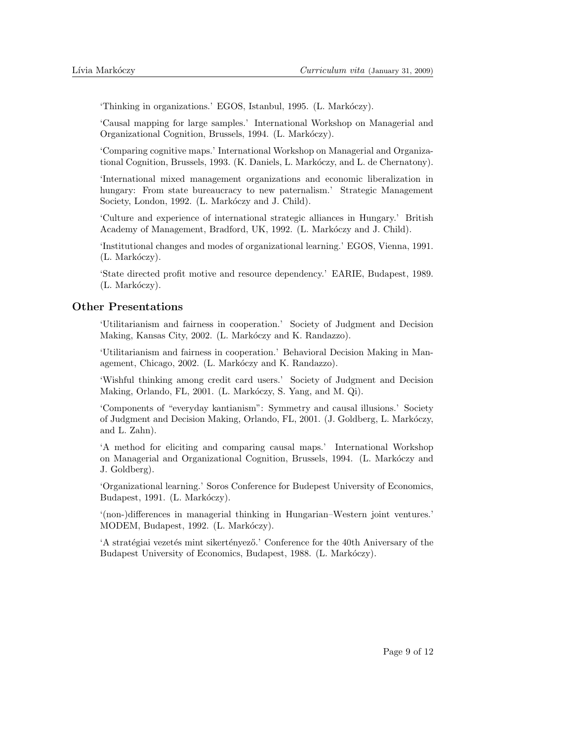'Thinking in organizations.' EGOS, Istanbul, 1995. (L. Markóczy).

'Causal mapping for large samples.' International Workshop on Managerial and Organizational Cognition, Brussels, 1994. (L. Markóczy).

'Comparing cognitive maps.' International Workshop on Managerial and Organizational Cognition, Brussels, 1993. (K. Daniels, L. Markóczy, and L. de Chernatony).

'International mixed management organizations and economic liberalization in hungary: From state bureaucracy to new paternalism.' Strategic Management Society, London, 1992. (L. Markóczy and J. Child).

'Culture and experience of international strategic alliances in Hungary.' British Academy of Management, Bradford, UK, 1992. (L. Markóczy and J. Child).

'Institutional changes and modes of organizational learning.' EGOS, Vienna, 1991. (L. Markóczy).

'State directed profit motive and resource dependency.' EARIE, Budapest, 1989. (L. Markóczy).

## Other Presentations

'Utilitarianism and fairness in cooperation.' Society of Judgment and Decision Making, Kansas City, 2002. (L. Markóczy and K. Randazzo).

'Utilitarianism and fairness in cooperation.' Behavioral Decision Making in Management, Chicago, 2002. (L. Markóczy and K. Randazzo).

'Wishful thinking among credit card users.' Society of Judgment and Decision Making, Orlando, FL, 2001. (L. Markóczy, S. Yang, and M. Qi).

'Components of "everyday kantianism": Symmetry and causal illusions.' Society of Judgment and Decision Making, Orlando, FL, 2001. (J. Goldberg, L. Markóczy, and L. Zahn).

'A method for eliciting and comparing causal maps.' International Workshop on Managerial and Organizational Cognition, Brussels, 1994. (L. Markóczy and J. Goldberg).

'Organizational learning.' Soros Conference for Budepest University of Economics, Budapest, 1991. (L. Markóczy).

'(non-)differences in managerial thinking in Hungarian–Western joint ventures.' MODEM, Budapest, 1992. (L. Markóczy).

'A stratégiai vezetés mint sikertényező.' Conference for the 40th Aniversary of the Budapest University of Economics, Budapest, 1988. (L. Markóczy).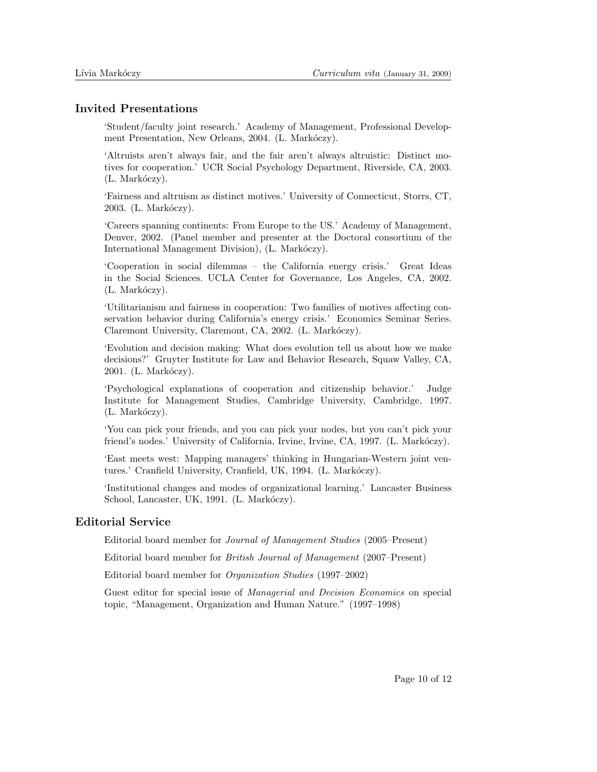## Invited Presentations

'Student/faculty joint research.' Academy of Management, Professional Development Presentation, New Orleans, 2004. (L. Markóczy).

'Altruists aren't always fair, and the fair aren't always altruistic: Distinct motives for cooperation.' UCR Social Psychology Department, Riverside, CA, 2003. (L. Markóczy).

'Fairness and altruism as distinct motives.' University of Connecticut, Storrs, CT, 2003. (L. Markóczy).

'Careers spanning continents: From Europe to the US.' Academy of Management, Denver, 2002. (Panel member and presenter at the Doctoral consortium of the International Management Division), (L. Markóczy).

'Cooperation in social dilemmas – the California energy crisis.' Great Ideas in the Social Sciences. UCLA Center for Governance, Los Angeles, CA, 2002. (L. Markóczy).

'Utilitarianism and fairness in cooperation: Two families of motives affecting conservation behavior during California's energy crisis.' Economics Seminar Series. Claremont University, Claremont, CA, 2002. (L. Markóczy).

'Evolution and decision making: What does evolution tell us about how we make decisions?' Gruyter Institute for Law and Behavior Research, Squaw Valley, CA, 2001. (L. Markóczy).

'Psychological explanations of cooperation and citizenship behavior.' Judge Institute for Management Studies, Cambridge University, Cambridge, 1997. (L. Markóczy).

'You can pick your friends, and you can pick your nodes, but you can't pick your friend's nodes.' University of California, Irvine, Irvine, CA, 1997. (L. Markóczy).

'East meets west: Mapping managers' thinking in Hungarian-Western joint ventures.' Cranfield University, Cranfield, UK, 1994. (L. Markóczy).

'Institutional changes and modes of organizational learning.' Lancaster Business School, Lancaster, UK, 1991. (L. Markóczy).

## Editorial Service

Editorial board member for *Journal of Management Studies* (2005–Present)

Editorial board member for *British Journal of Management* (2007–Present)

Editorial board member for *Organization Studies* (1997–2002)

Guest editor for special issue of *Managerial and Decision Economics* on special topic, "Management, Organization and Human Nature." (1997–1998)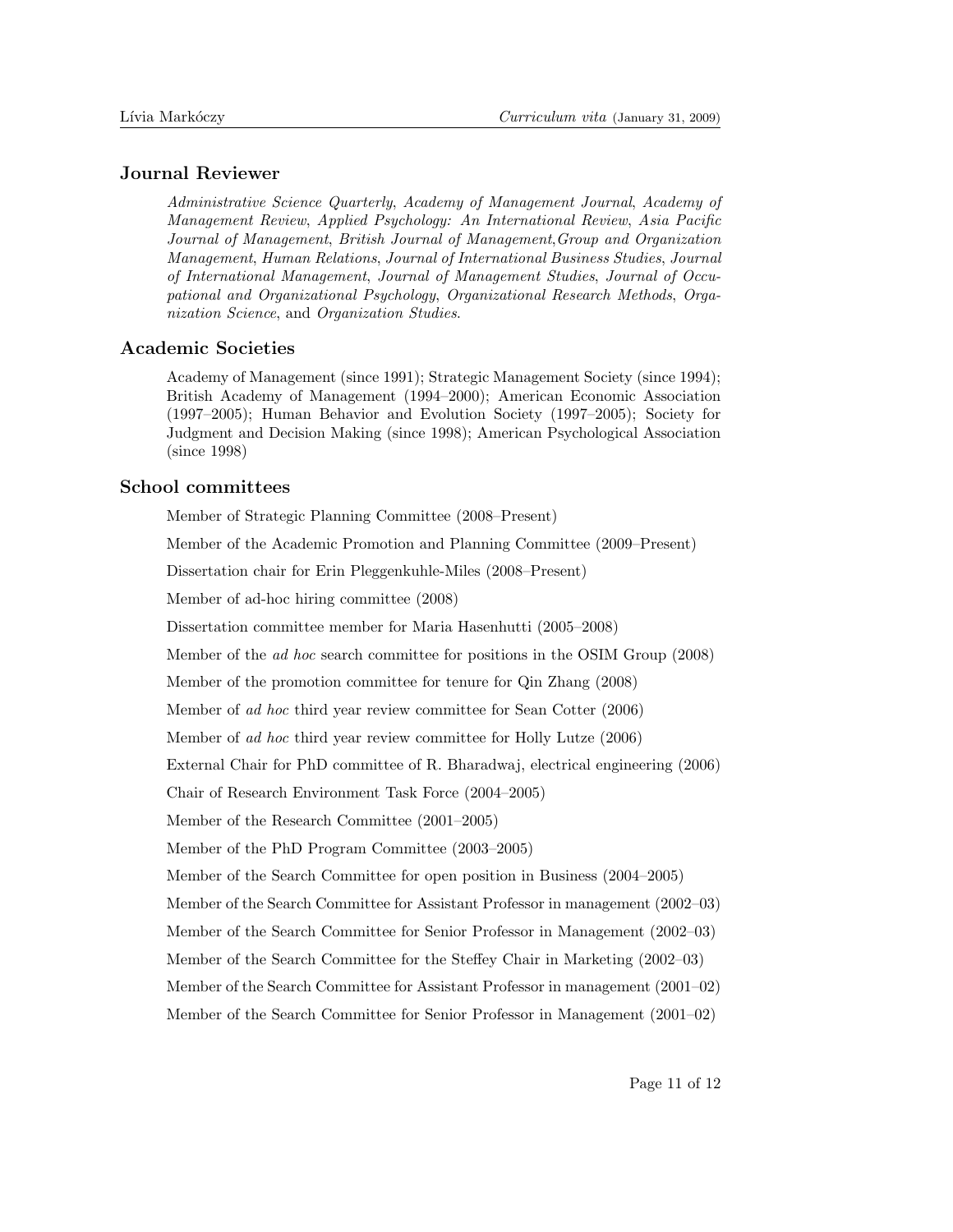## Journal Reviewer

*Administrative Science Quarterly*, *Academy of Management Journal*, *Academy of Management Review*, *Applied Psychology: An International Review*, *Asia Pacific Journal of Management*, *British Journal of Management*,*Group and Organization Management*, *Human Relations*, *Journal of International Business Studies*, *Journal of International Management*, *Journal of Management Studies*, *Journal of Occupational and Organizational Psychology*, *Organizational Research Methods*, *Organization Science*, and *Organization Studies*.

## Academic Societies

Academy of Management (since 1991); Strategic Management Society (since 1994); British Academy of Management (1994–2000); American Economic Association (1997–2005); Human Behavior and Evolution Society (1997–2005); Society for Judgment and Decision Making (since 1998); American Psychological Association (since 1998)

## School committees

Member of Strategic Planning Committee (2008–Present)

Member of the Academic Promotion and Planning Committee (2009–Present)

Dissertation chair for Erin Pleggenkuhle-Miles (2008–Present)

Member of ad-hoc hiring committee (2008)

Dissertation committee member for Maria Hasenhutti (2005–2008)

Member of the *ad hoc* search committee for positions in the OSIM Group (2008)

Member of the promotion committee for tenure for Qin Zhang (2008)

Member of *ad hoc* third year review committee for Sean Cotter (2006)

Member of *ad hoc* third year review committee for Holly Lutze (2006)

External Chair for PhD committee of R. Bharadwaj, electrical engineering (2006)

Chair of Research Environment Task Force (2004–2005)

Member of the Research Committee (2001–2005)

Member of the PhD Program Committee (2003–2005)

Member of the Search Committee for open position in Business (2004–2005)

Member of the Search Committee for Assistant Professor in management (2002–03)

Member of the Search Committee for Senior Professor in Management (2002–03)

Member of the Search Committee for the Steffey Chair in Marketing (2002–03)

Member of the Search Committee for Assistant Professor in management (2001–02)

Member of the Search Committee for Senior Professor in Management (2001–02)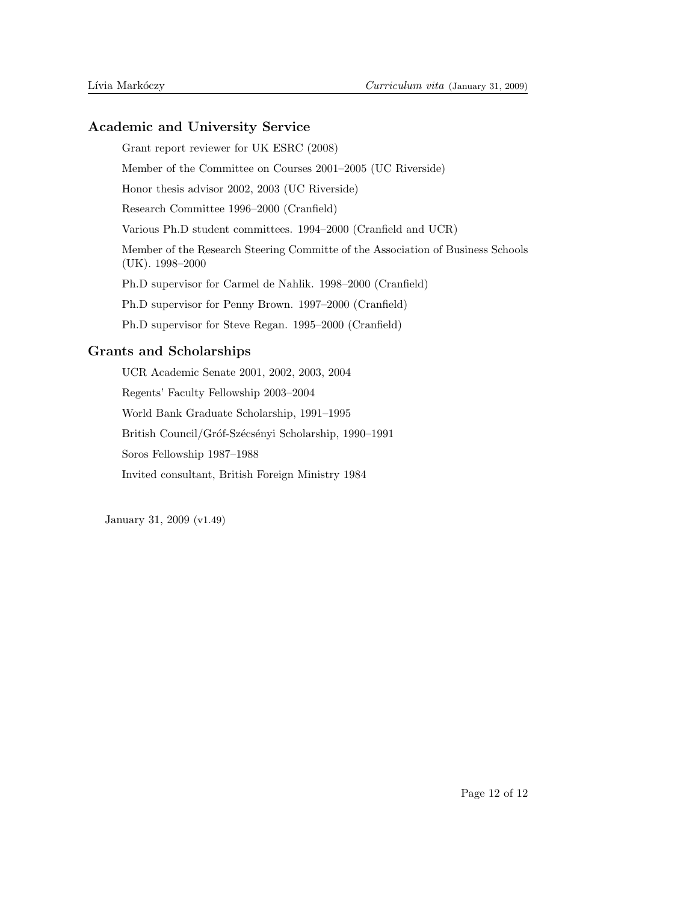## Academic and University Service

Grant report reviewer for UK ESRC (2008)

Member of the Committee on Courses 2001–2005 (UC Riverside)

Honor thesis advisor 2002, 2003 (UC Riverside)

Research Committee 1996–2000 (Cranfield)

Various Ph.D student committees. 1994–2000 (Cranfield and UCR)

Member of the Research Steering Committe of the Association of Business Schools (UK). 1998–2000

Ph.D supervisor for Carmel de Nahlik. 1998–2000 (Cranfield)

Ph.D supervisor for Penny Brown. 1997–2000 (Cranfield)

Ph.D supervisor for Steve Regan. 1995–2000 (Cranfield)

## Grants and Scholarships

UCR Academic Senate 2001, 2002, 2003, 2004

Regents' Faculty Fellowship 2003–2004

World Bank Graduate Scholarship, 1991–1995

British Council/Gróf-Szécsényi Scholarship, 1990–1991

Soros Fellowship 1987–1988

Invited consultant, British Foreign Ministry 1984

January 31, 2009 (v1.49)